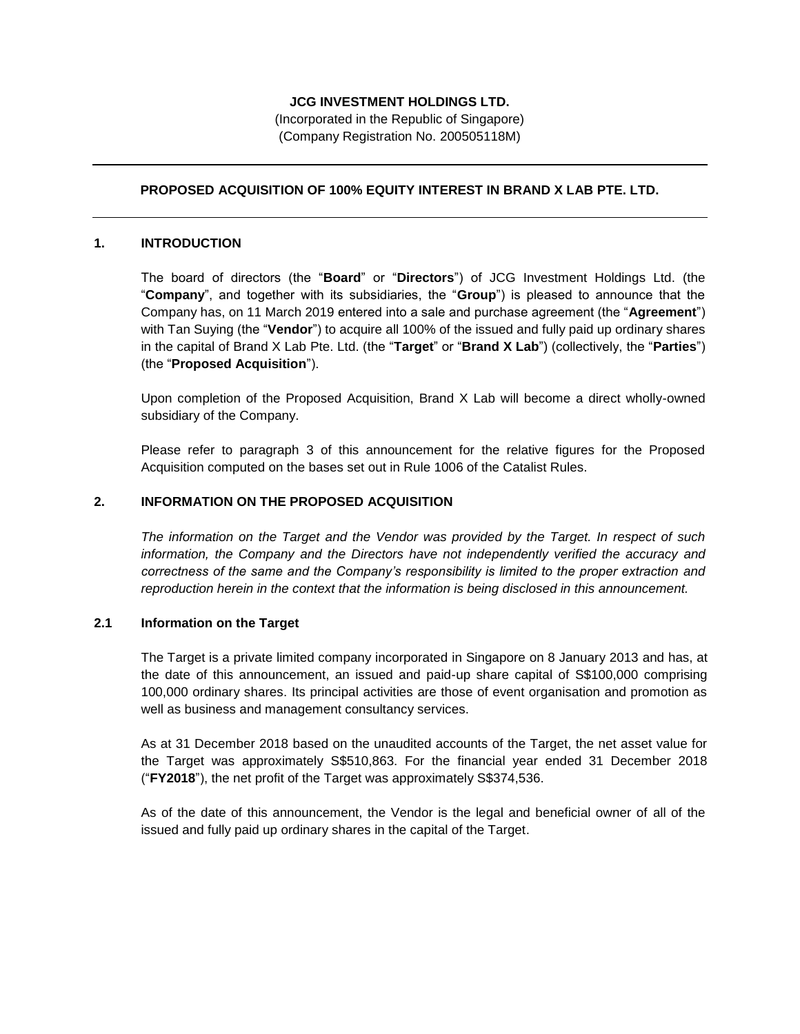**JCG INVESTMENT HOLDINGS LTD.**

(Incorporated in the Republic of Singapore)
(Company Registration No. 200505118M)

---

## PROPOSED ACQUISITION OF 100% EQUITY INTEREST IN BRAND X LAB PTE. LTD.

---

### 1. INTRODUCTION

The board of directors (the "**Board**" or "**Directors**") of JCG Investment Holdings Ltd. (the "**Company**", and together with its subsidiaries, the "**Group**") is pleased to announce that the Company has, on 11 March 2019 entered into a sale and purchase agreement (the "**Agreement**") with Tan Suying (the "**Vendor**") to acquire all 100% of the issued and fully paid up ordinary shares in the capital of Brand X Lab Pte. Ltd. (the "**Target**" or "**Brand X Lab**") (collectively, the "**Parties**") (the "**Proposed Acquisition**").

Upon completion of the Proposed Acquisition, Brand X Lab will become a direct wholly-owned subsidiary of the Company.

Please refer to paragraph 3 of this announcement for the relative figures for the Proposed Acquisition computed on the bases set out in Rule 1006 of the Catalist Rules.

### 2. INFORMATION ON THE PROPOSED ACQUISITION

*The information on the Target and the Vendor was provided by the Target. In respect of such information, the Company and the Directors have not independently verified the accuracy and correctness of the same and the Company's responsibility is limited to the proper extraction and reproduction herein in the context that the information is being disclosed in this announcement.*

#### 2.1 Information on the Target

The Target is a private limited company incorporated in Singapore on 8 January 2013 and has, at the date of this announcement, an issued and paid-up share capital of S$100,000 comprising 100,000 ordinary shares. Its principal activities are those of event organisation and promotion as well as business and management consultancy services.

As at 31 December 2018 based on the unaudited accounts of the Target, the net asset value for the Target was approximately S$510,863. For the financial year ended 31 December 2018 ("**FY2018**"), the net profit of the Target was approximately S$374,536.

As of the date of this announcement, the Vendor is the legal and beneficial owner of all of the issued and fully paid up ordinary shares in the capital of the Target.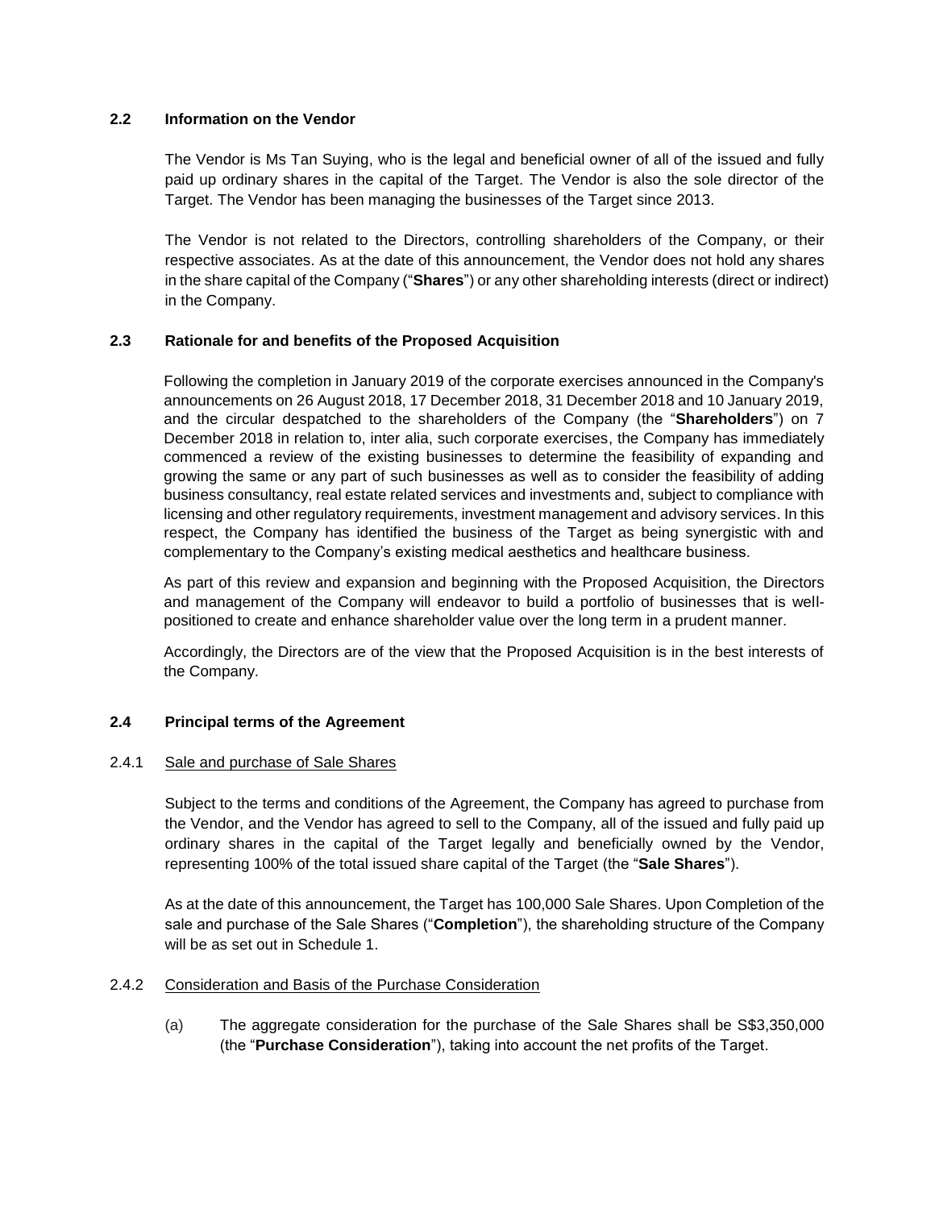### 2.2 Information on the Vendor

The Vendor is Ms Tan Suying, who is the legal and beneficial owner of all of the issued and fully paid up ordinary shares in the capital of the Target. The Vendor is also the sole director of the Target. The Vendor has been managing the businesses of the Target since 2013.

The Vendor is not related to the Directors, controlling shareholders of the Company, or their respective associates. As at the date of this announcement, the Vendor does not hold any shares in the share capital of the Company ("**Shares**") or any other shareholding interests (direct or indirect) in the Company.

### 2.3 Rationale for and benefits of the Proposed Acquisition

Following the completion in January 2019 of the corporate exercises announced in the Company's announcements on 26 August 2018, 17 December 2018, 31 December 2018 and 10 January 2019, and the circular despatched to the shareholders of the Company (the "**Shareholders**") on 7 December 2018 in relation to, inter alia, such corporate exercises, the Company has immediately commenced a review of the existing businesses to determine the feasibility of expanding and growing the same or any part of such businesses as well as to consider the feasibility of adding business consultancy, real estate related services and investments and, subject to compliance with licensing and other regulatory requirements, investment management and advisory services. In this respect, the Company has identified the business of the Target as being synergistic with and complementary to the Company's existing medical aesthetics and healthcare business.

As part of this review and expansion and beginning with the Proposed Acquisition, the Directors and management of the Company will endeavor to build a portfolio of businesses that is well-positioned to create and enhance shareholder value over the long term in a prudent manner.

Accordingly, the Directors are of the view that the Proposed Acquisition is in the best interests of the Company.

### 2.4 Principal terms of the Agreement

#### 2.4.1 Sale and purchase of Sale Shares

Subject to the terms and conditions of the Agreement, the Company has agreed to purchase from the Vendor, and the Vendor has agreed to sell to the Company, all of the issued and fully paid up ordinary shares in the capital of the Target legally and beneficially owned by the Vendor, representing 100% of the total issued share capital of the Target (the "**Sale Shares**").

As at the date of this announcement, the Target has 100,000 Sale Shares. Upon Completion of the sale and purchase of the Sale Shares ("**Completion**"), the shareholding structure of the Company will be as set out in Schedule 1.

#### 2.4.2 Consideration and Basis of the Purchase Consideration

(a) The aggregate consideration for the purchase of the Sale Shares shall be S$3,350,000 (the "**Purchase Consideration**"), taking into account the net profits of the Target.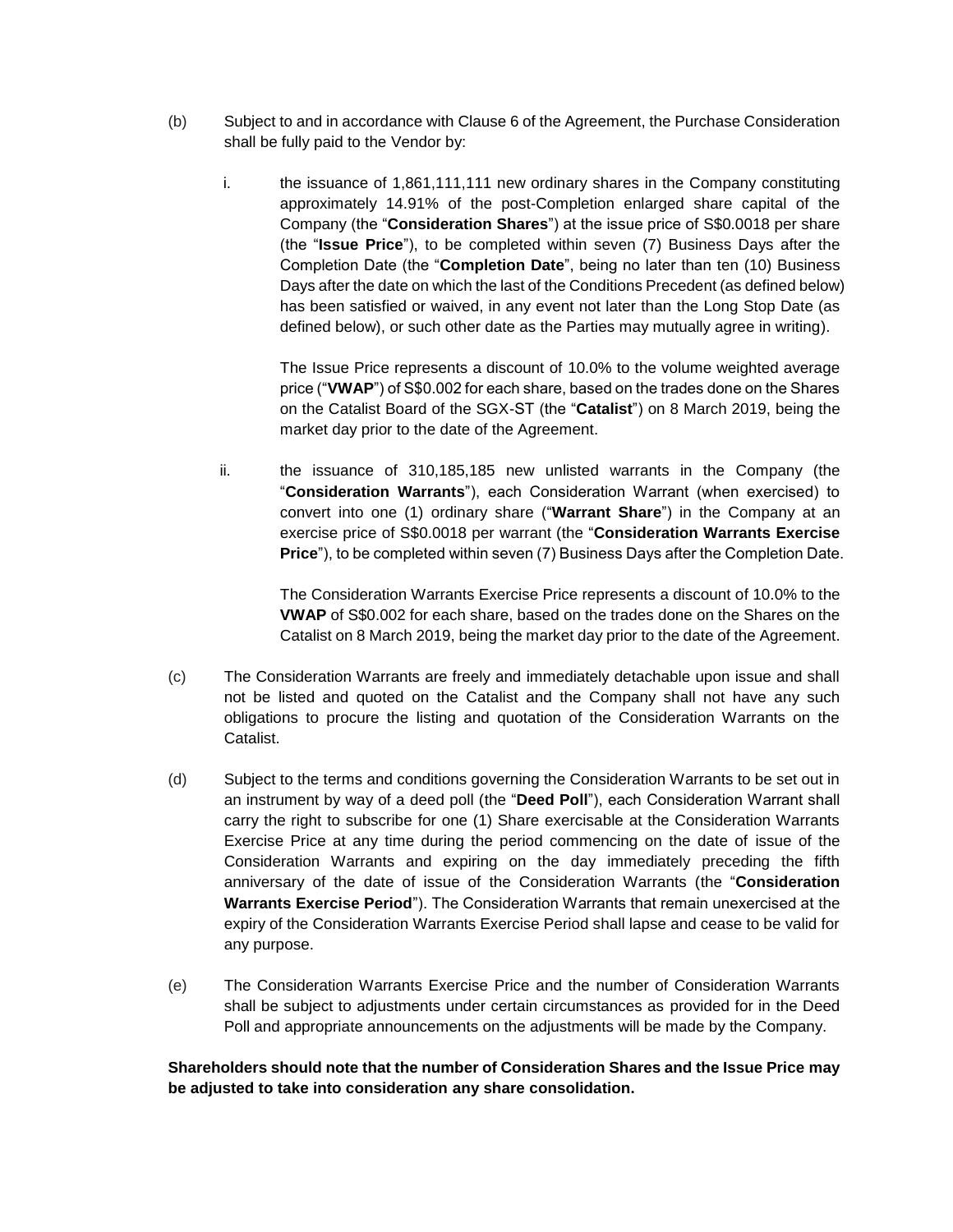(b) Subject to and in accordance with Clause 6 of the Agreement, the Purchase Consideration shall be fully paid to the Vendor by:

i. the issuance of 1,861,111,111 new ordinary shares in the Company constituting approximately 14.91% of the post-Completion enlarged share capital of the Company (the "**Consideration Shares**") at the issue price of S$0.0018 per share (the "**Issue Price**"), to be completed within seven (7) Business Days after the Completion Date (the "**Completion Date**", being no later than ten (10) Business Days after the date on which the last of the Conditions Precedent (as defined below) has been satisfied or waived, in any event not later than the Long Stop Date (as defined below), or such other date as the Parties may mutually agree in writing).

The Issue Price represents a discount of 10.0% to the volume weighted average price ("**VWAP**") of S$0.002 for each share, based on the trades done on the Shares on the Catalist Board of the SGX-ST (the "**Catalist**") on 8 March 2019, being the market day prior to the date of the Agreement.

ii. the issuance of 310,185,185 new unlisted warrants in the Company (the "**Consideration Warrants**"), each Consideration Warrant (when exercised) to convert into one (1) ordinary share ("**Warrant Share**") in the Company at an exercise price of S$0.0018 per warrant (the "**Consideration Warrants Exercise Price**"), to be completed within seven (7) Business Days after the Completion Date.

The Consideration Warrants Exercise Price represents a discount of 10.0% to the **VWAP** of S$0.002 for each share, based on the trades done on the Shares on the Catalist on 8 March 2019, being the market day prior to the date of the Agreement.

(c) The Consideration Warrants are freely and immediately detachable upon issue and shall not be listed and quoted on the Catalist and the Company shall not have any such obligations to procure the listing and quotation of the Consideration Warrants on the Catalist.

(d) Subject to the terms and conditions governing the Consideration Warrants to be set out in an instrument by way of a deed poll (the "**Deed Poll**"), each Consideration Warrant shall carry the right to subscribe for one (1) Share exercisable at the Consideration Warrants Exercise Price at any time during the period commencing on the date of issue of the Consideration Warrants and expiring on the day immediately preceding the fifth anniversary of the date of issue of the Consideration Warrants (the "**Consideration Warrants Exercise Period**"). The Consideration Warrants that remain unexercised at the expiry of the Consideration Warrants Exercise Period shall lapse and cease to be valid for any purpose.

(e) The Consideration Warrants Exercise Price and the number of Consideration Warrants shall be subject to adjustments under certain circumstances as provided for in the Deed Poll and appropriate announcements on the adjustments will be made by the Company.

**Shareholders should note that the number of Consideration Shares and the Issue Price may be adjusted to take into consideration any share consolidation.**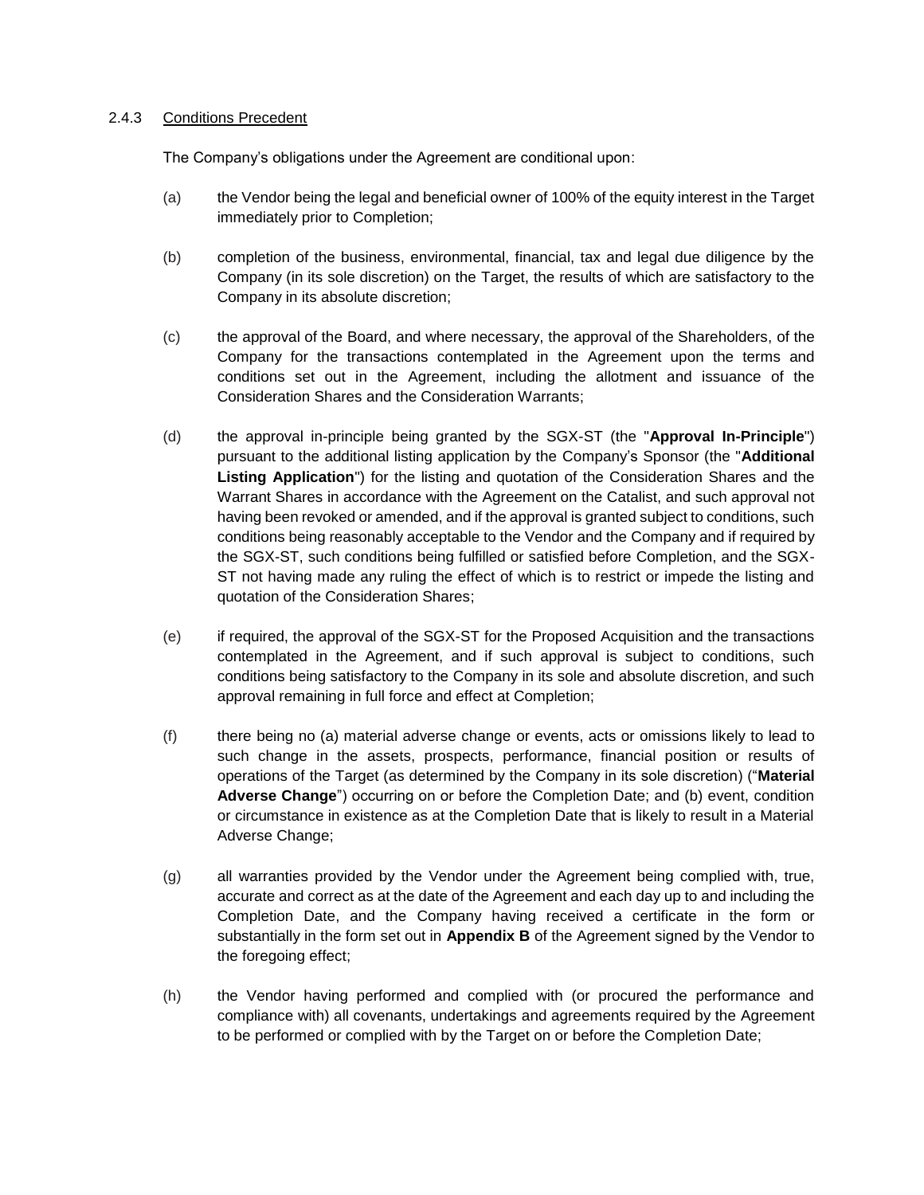#### 2.4.3 Conditions Precedent

The Company's obligations under the Agreement are conditional upon:

(a) the Vendor being the legal and beneficial owner of 100% of the equity interest in the Target immediately prior to Completion;

(b) completion of the business, environmental, financial, tax and legal due diligence by the Company (in its sole discretion) on the Target, the results of which are satisfactory to the Company in its absolute discretion;

(c) the approval of the Board, and where necessary, the approval of the Shareholders, of the Company for the transactions contemplated in the Agreement upon the terms and conditions set out in the Agreement, including the allotment and issuance of the Consideration Shares and the Consideration Warrants;

(d) the approval in-principle being granted by the SGX-ST (the "**Approval In-Principle**") pursuant to the additional listing application by the Company's Sponsor (the "**Additional Listing Application**") for the listing and quotation of the Consideration Shares and the Warrant Shares in accordance with the Agreement on the Catalist, and such approval not having been revoked or amended, and if the approval is granted subject to conditions, such conditions being reasonably acceptable to the Vendor and the Company and if required by the SGX-ST, such conditions being fulfilled or satisfied before Completion, and the SGX-ST not having made any ruling the effect of which is to restrict or impede the listing and quotation of the Consideration Shares;

(e) if required, the approval of the SGX-ST for the Proposed Acquisition and the transactions contemplated in the Agreement, and if such approval is subject to conditions, such conditions being satisfactory to the Company in its sole and absolute discretion, and such approval remaining in full force and effect at Completion;

(f) there being no (a) material adverse change or events, acts or omissions likely to lead to such change in the assets, prospects, performance, financial position or results of operations of the Target (as determined by the Company in its sole discretion) ("**Material Adverse Change**") occurring on or before the Completion Date; and (b) event, condition or circumstance in existence as at the Completion Date that is likely to result in a Material Adverse Change;

(g) all warranties provided by the Vendor under the Agreement being complied with, true, accurate and correct as at the date of the Agreement and each day up to and including the Completion Date, and the Company having received a certificate in the form or substantially in the form set out in **Appendix B** of the Agreement signed by the Vendor to the foregoing effect;

(h) the Vendor having performed and complied with (or procured the performance and compliance with) all covenants, undertakings and agreements required by the Agreement to be performed or complied with by the Target on or before the Completion Date;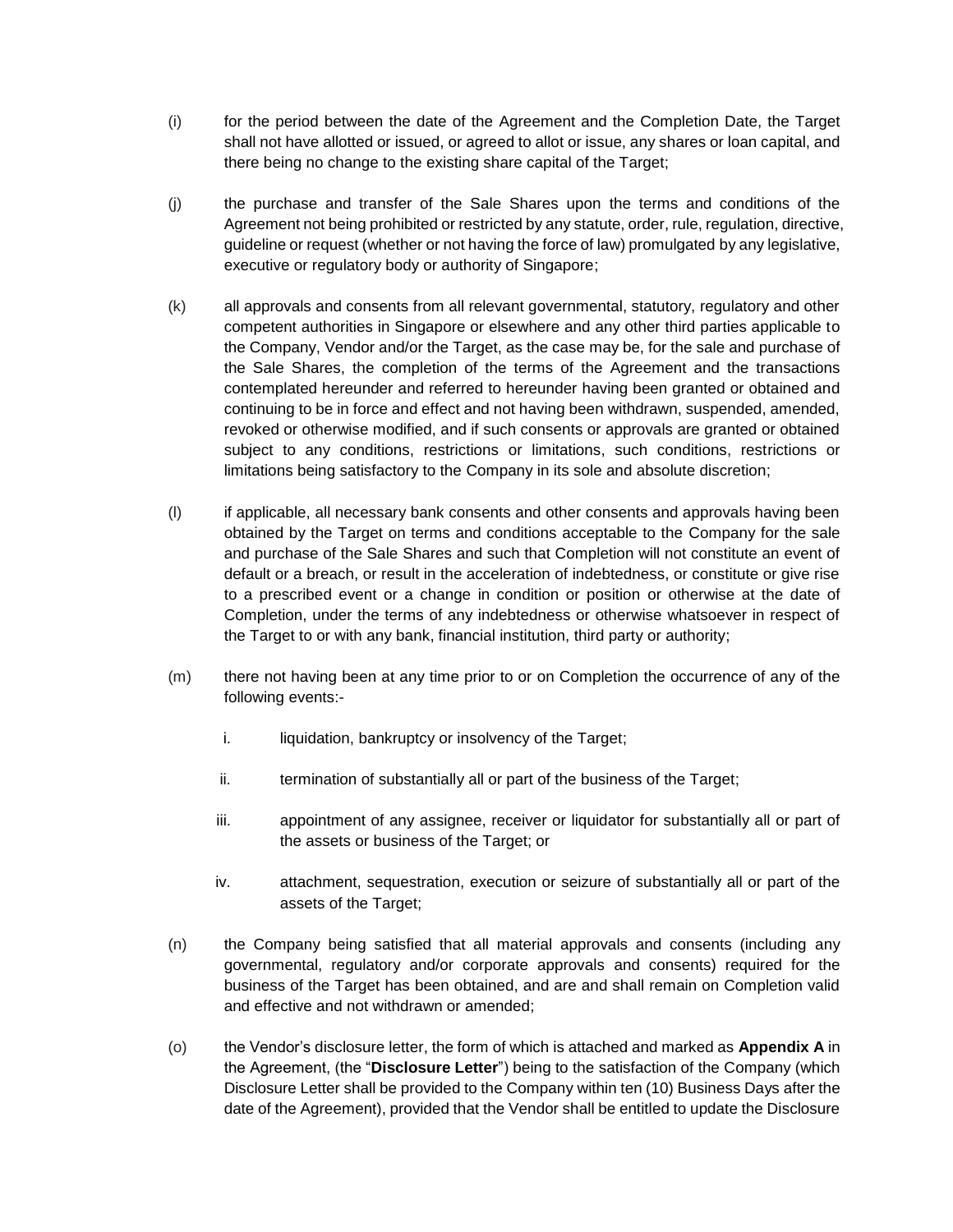(i) for the period between the date of the Agreement and the Completion Date, the Target shall not have allotted or issued, or agreed to allot or issue, any shares or loan capital, and there being no change to the existing share capital of the Target;

(j) the purchase and transfer of the Sale Shares upon the terms and conditions of the Agreement not being prohibited or restricted by any statute, order, rule, regulation, directive, guideline or request (whether or not having the force of law) promulgated by any legislative, executive or regulatory body or authority of Singapore;

(k) all approvals and consents from all relevant governmental, statutory, regulatory and other competent authorities in Singapore or elsewhere and any other third parties applicable to the Company, Vendor and/or the Target, as the case may be, for the sale and purchase of the Sale Shares, the completion of the terms of the Agreement and the transactions contemplated hereunder and referred to hereunder having been granted or obtained and continuing to be in force and effect and not having been withdrawn, suspended, amended, revoked or otherwise modified, and if such consents or approvals are granted or obtained subject to any conditions, restrictions or limitations, such conditions, restrictions or limitations being satisfactory to the Company in its sole and absolute discretion;

(l) if applicable, all necessary bank consents and other consents and approvals having been obtained by the Target on terms and conditions acceptable to the Company for the sale and purchase of the Sale Shares and such that Completion will not constitute an event of default or a breach, or result in the acceleration of indebtedness, or constitute or give rise to a prescribed event or a change in condition or position or otherwise at the date of Completion, under the terms of any indebtedness or otherwise whatsoever in respect of the Target to or with any bank, financial institution, third party or authority;

(m) there not having been at any time prior to or on Completion the occurrence of any of the following events:-

   i. liquidation, bankruptcy or insolvency of the Target;

   ii. termination of substantially all or part of the business of the Target;

   iii. appointment of any assignee, receiver or liquidator for substantially all or part of the assets or business of the Target; or

   iv. attachment, sequestration, execution or seizure of substantially all or part of the assets of the Target;

(n) the Company being satisfied that all material approvals and consents (including any governmental, regulatory and/or corporate approvals and consents) required for the business of the Target has been obtained, and are and shall remain on Completion valid and effective and not withdrawn or amended;

(o) the Vendor's disclosure letter, the form of which is attached and marked as **Appendix A** in the Agreement, (the "**Disclosure Letter**") being to the satisfaction of the Company (which Disclosure Letter shall be provided to the Company within ten (10) Business Days after the date of the Agreement), provided that the Vendor shall be entitled to update the Disclosure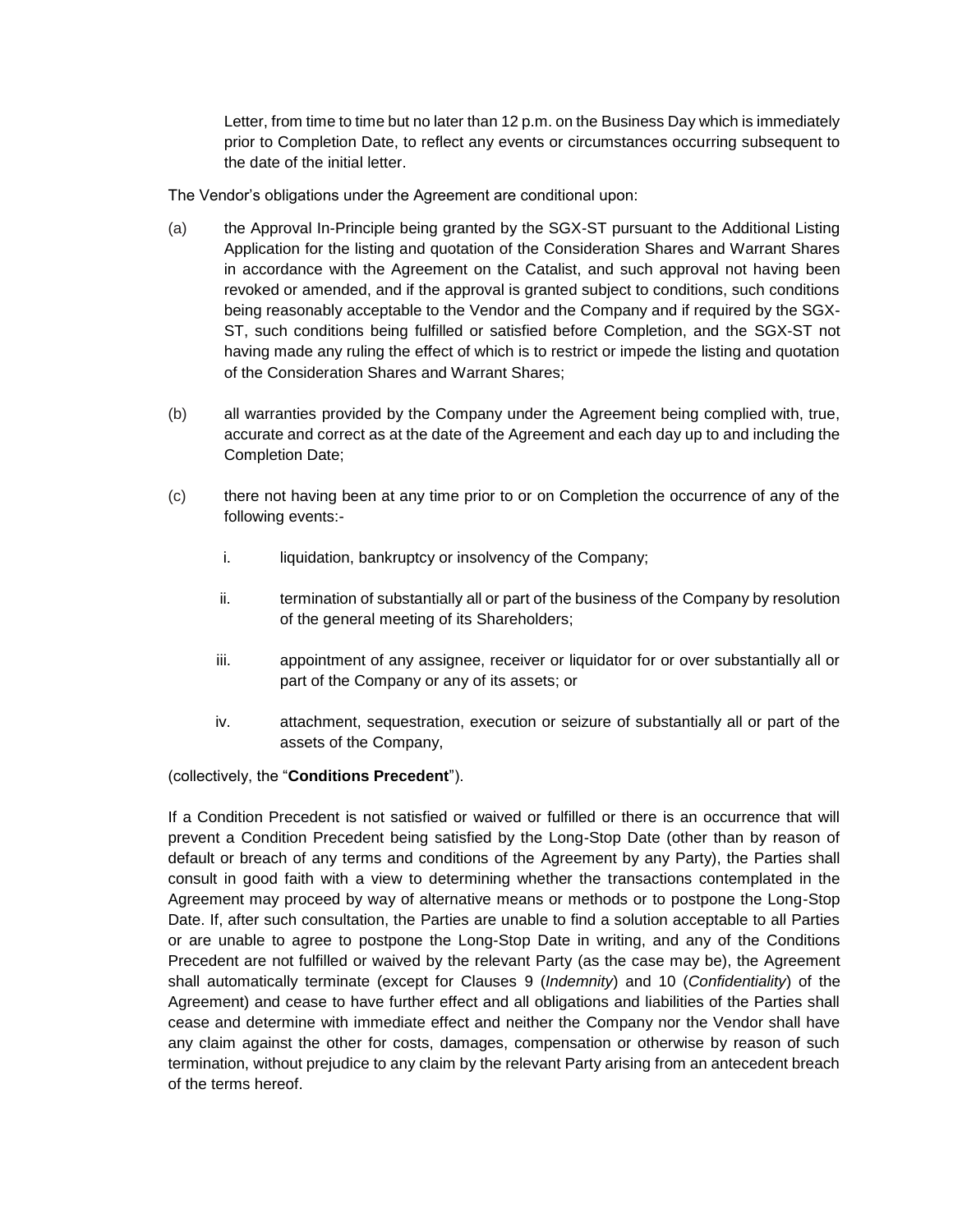Letter, from time to time but no later than 12 p.m. on the Business Day which is immediately prior to Completion Date, to reflect any events or circumstances occurring subsequent to the date of the initial letter.

The Vendor's obligations under the Agreement are conditional upon:

(a) the Approval In-Principle being granted by the SGX-ST pursuant to the Additional Listing Application for the listing and quotation of the Consideration Shares and Warrant Shares in accordance with the Agreement on the Catalist, and such approval not having been revoked or amended, and if the approval is granted subject to conditions, such conditions being reasonably acceptable to the Vendor and the Company and if required by the SGX-ST, such conditions being fulfilled or satisfied before Completion, and the SGX-ST not having made any ruling the effect of which is to restrict or impede the listing and quotation of the Consideration Shares and Warrant Shares;

(b) all warranties provided by the Company under the Agreement being complied with, true, accurate and correct as at the date of the Agreement and each day up to and including the Completion Date;

(c) there not having been at any time prior to or on Completion the occurrence of any of the following events:-

   i. liquidation, bankruptcy or insolvency of the Company;

   ii. termination of substantially all or part of the business of the Company by resolution of the general meeting of its Shareholders;

   iii. appointment of any assignee, receiver or liquidator for or over substantially all or part of the Company or any of its assets; or

   iv. attachment, sequestration, execution or seizure of substantially all or part of the assets of the Company,

(collectively, the "**Conditions Precedent**").

If a Condition Precedent is not satisfied or waived or fulfilled or there is an occurrence that will prevent a Condition Precedent being satisfied by the Long-Stop Date (other than by reason of default or breach of any terms and conditions of the Agreement by any Party), the Parties shall consult in good faith with a view to determining whether the transactions contemplated in the Agreement may proceed by way of alternative means or methods or to postpone the Long-Stop Date. If, after such consultation, the Parties are unable to find a solution acceptable to all Parties or are unable to agree to postpone the Long-Stop Date in writing, and any of the Conditions Precedent are not fulfilled or waived by the relevant Party (as the case may be), the Agreement shall automatically terminate (except for Clauses 9 (*Indemnity*) and 10 (*Confidentiality*) of the Agreement) and cease to have further effect and all obligations and liabilities of the Parties shall cease and determine with immediate effect and neither the Company nor the Vendor shall have any claim against the other for costs, damages, compensation or otherwise by reason of such termination, without prejudice to any claim by the relevant Party arising from an antecedent breach of the terms hereof.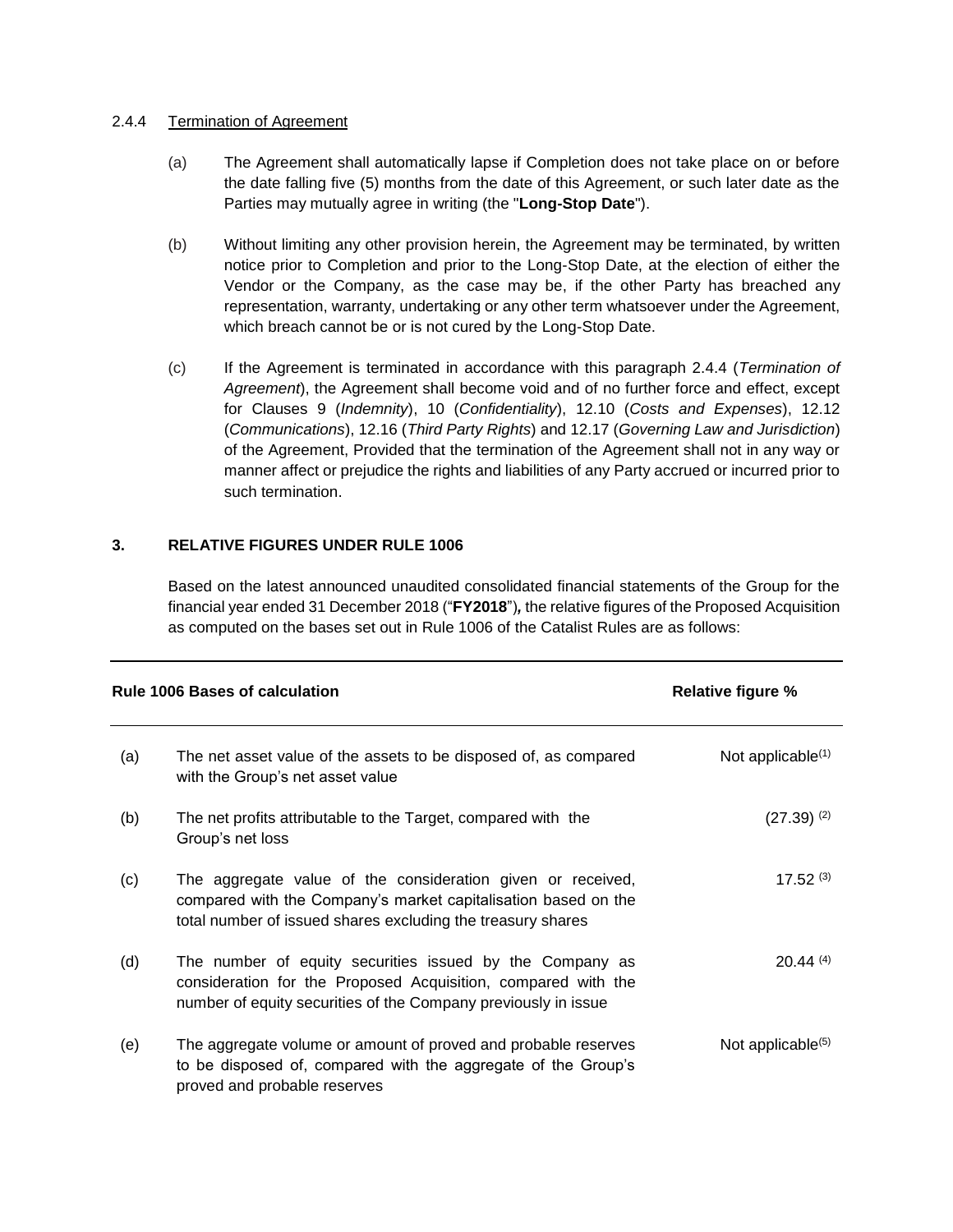2.4.4 Termination of Agreement

(a) The Agreement shall automatically lapse if Completion does not take place on or before the date falling five (5) months from the date of this Agreement, or such later date as the Parties may mutually agree in writing (the "**Long-Stop Date**").

(b) Without limiting any other provision herein, the Agreement may be terminated, by written notice prior to Completion and prior to the Long-Stop Date, at the election of either the Vendor or the Company, as the case may be, if the other Party has breached any representation, warranty, undertaking or any other term whatsoever under the Agreement, which breach cannot be or is not cured by the Long-Stop Date.

(c) If the Agreement is terminated in accordance with this paragraph 2.4.4 (*Termination of Agreement*), the Agreement shall become void and of no further force and effect, except for Clauses 9 (*Indemnity*), 10 (*Confidentiality*), 12.10 (*Costs and Expenses*), 12.12 (*Communications*), 12.16 (*Third Party Rights*) and 12.17 (*Governing Law and Jurisdiction*) of the Agreement, Provided that the termination of the Agreement shall not in any way or manner affect or prejudice the rights and liabilities of any Party accrued or incurred prior to such termination.

## 3. RELATIVE FIGURES UNDER RULE 1006

Based on the latest announced unaudited consolidated financial statements of the Group for the financial year ended 31 December 2018 ("**FY2018**")*,* the relative figures of the Proposed Acquisition as computed on the bases set out in Rule 1006 of the Catalist Rules are as follows:

| | Rule 1006 Bases of calculation | Relative figure % |
|---|---|---|
| (a) | The net asset value of the assets to be disposed of, as compared with the Group's net asset value | Not applicable(1) |
| (b) | The net profits attributable to the Target, compared with the Group's net loss | (27.39) (2) |
| (c) | The aggregate value of the consideration given or received, compared with the Company's market capitalisation based on the total number of issued shares excluding the treasury shares | 17.52 (3) |
| (d) | The number of equity securities issued by the Company as consideration for the Proposed Acquisition, compared with the number of equity securities of the Company previously in issue | 20.44 (4) |
| (e) | The aggregate volume or amount of proved and probable reserves to be disposed of, compared with the aggregate of the Group's proved and probable reserves | Not applicable(5) |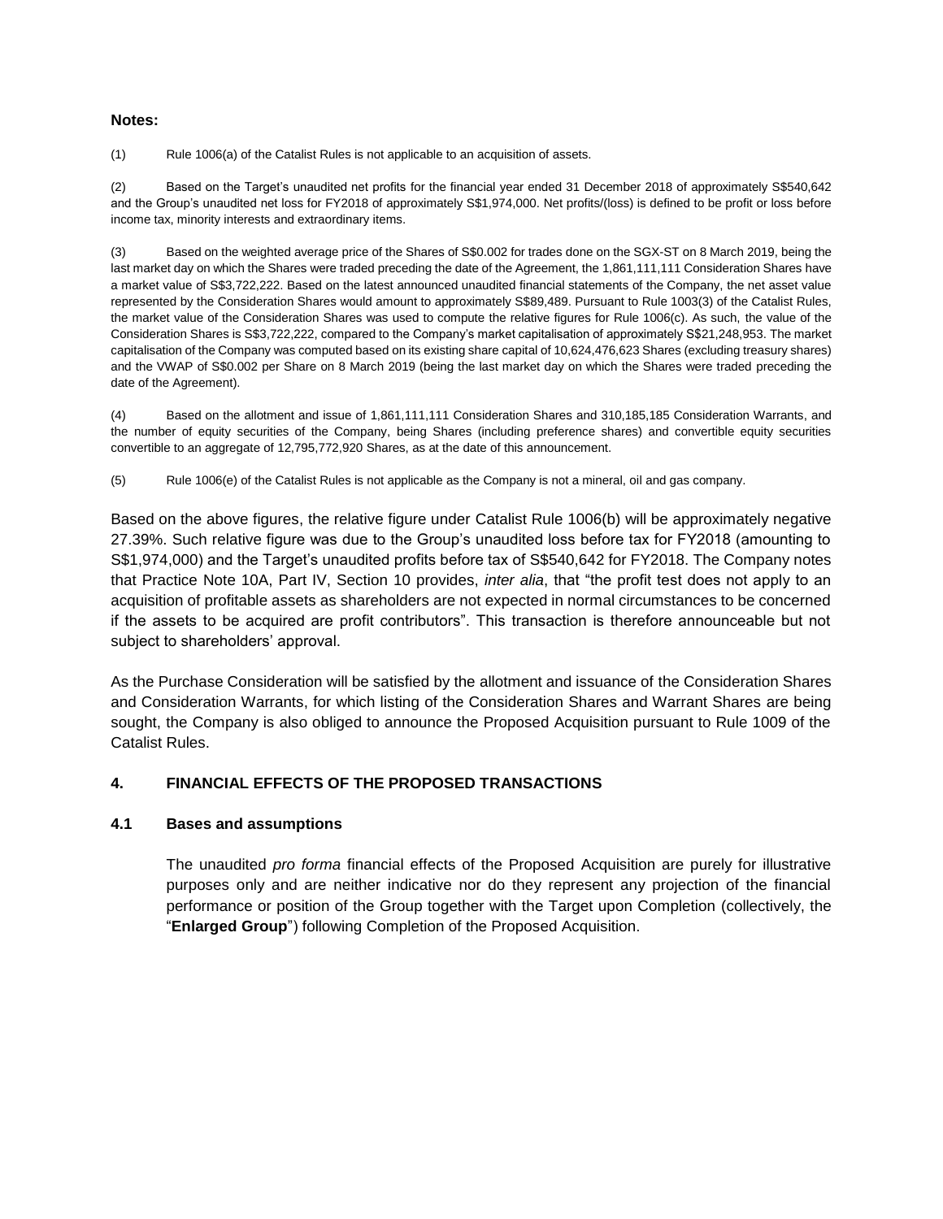**Notes:**

(1) Rule 1006(a) of the Catalist Rules is not applicable to an acquisition of assets.

(2) Based on the Target's unaudited net profits for the financial year ended 31 December 2018 of approximately S$540,642 and the Group's unaudited net loss for FY2018 of approximately S$1,974,000. Net profits/(loss) is defined to be profit or loss before income tax, minority interests and extraordinary items.

(3) Based on the weighted average price of the Shares of S$0.002 for trades done on the SGX-ST on 8 March 2019, being the last market day on which the Shares were traded preceding the date of the Agreement, the 1,861,111,111 Consideration Shares have a market value of S$3,722,222. Based on the latest announced unaudited financial statements of the Company, the net asset value represented by the Consideration Shares would amount to approximately S$89,489. Pursuant to Rule 1003(3) of the Catalist Rules, the market value of the Consideration Shares was used to compute the relative figures for Rule 1006(c). As such, the value of the Consideration Shares is S$3,722,222, compared to the Company's market capitalisation of approximately S$21,248,953. The market capitalisation of the Company was computed based on its existing share capital of 10,624,476,623 Shares (excluding treasury shares) and the VWAP of S$0.002 per Share on 8 March 2019 (being the last market day on which the Shares were traded preceding the date of the Agreement).

(4) Based on the allotment and issue of 1,861,111,111 Consideration Shares and 310,185,185 Consideration Warrants, and the number of equity securities of the Company, being Shares (including preference shares) and convertible equity securities convertible to an aggregate of 12,795,772,920 Shares, as at the date of this announcement.

(5) Rule 1006(e) of the Catalist Rules is not applicable as the Company is not a mineral, oil and gas company.

Based on the above figures, the relative figure under Catalist Rule 1006(b) will be approximately negative 27.39%. Such relative figure was due to the Group's unaudited loss before tax for FY2018 (amounting to S$1,974,000) and the Target's unaudited profits before tax of S$540,642 for FY2018. The Company notes that Practice Note 10A, Part IV, Section 10 provides, *inter alia*, that "the profit test does not apply to an acquisition of profitable assets as shareholders are not expected in normal circumstances to be concerned if the assets to be acquired are profit contributors". This transaction is therefore announceable but not subject to shareholders' approval.

As the Purchase Consideration will be satisfied by the allotment and issuance of the Consideration Shares and Consideration Warrants, for which listing of the Consideration Shares and Warrant Shares are being sought, the Company is also obliged to announce the Proposed Acquisition pursuant to Rule 1009 of the Catalist Rules.

## 4. FINANCIAL EFFECTS OF THE PROPOSED TRANSACTIONS

### 4.1 Bases and assumptions

The unaudited *pro forma* financial effects of the Proposed Acquisition are purely for illustrative purposes only and are neither indicative nor do they represent any projection of the financial performance or position of the Group together with the Target upon Completion (collectively, the "**Enlarged Group**") following Completion of the Proposed Acquisition.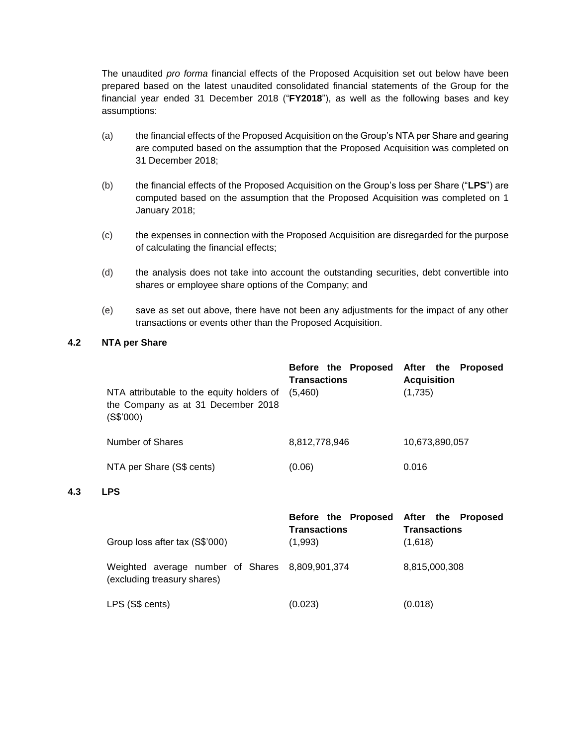The unaudited *pro forma* financial effects of the Proposed Acquisition set out below have been prepared based on the latest unaudited consolidated financial statements of the Group for the financial year ended 31 December 2018 ("**FY2018**"), as well as the following bases and key assumptions:

(a) the financial effects of the Proposed Acquisition on the Group's NTA per Share and gearing are computed based on the assumption that the Proposed Acquisition was completed on 31 December 2018;

(b) the financial effects of the Proposed Acquisition on the Group's loss per Share ("**LPS**") are computed based on the assumption that the Proposed Acquisition was completed on 1 January 2018;

(c) the expenses in connection with the Proposed Acquisition are disregarded for the purpose of calculating the financial effects;

(d) the analysis does not take into account the outstanding securities, debt convertible into shares or employee share options of the Company; and

(e) save as set out above, there have not been any adjustments for the impact of any other transactions or events other than the Proposed Acquisition.

### 4.2 NTA per Share

| | **Before the Proposed Transactions** | **After the Proposed Acquisition** |
|---|---|---|
| NTA attributable to the equity holders of the Company as at 31 December 2018 (S$'000) | (5,460) | (1,735) |
| Number of Shares | 8,812,778,946 | 10,673,890,057 |
| NTA per Share (S$ cents) | (0.06) | 0.016 |

### 4.3 LPS

| | **Before the Proposed Transactions** | **After the Proposed Transactions** |
|---|---|---|
| Group loss after tax (S$'000) | (1,993) | (1,618) |
| Weighted average number of Shares (excluding treasury shares) | 8,809,901,374 | 8,815,000,308 |
| LPS (S$ cents) | (0.023) | (0.018) |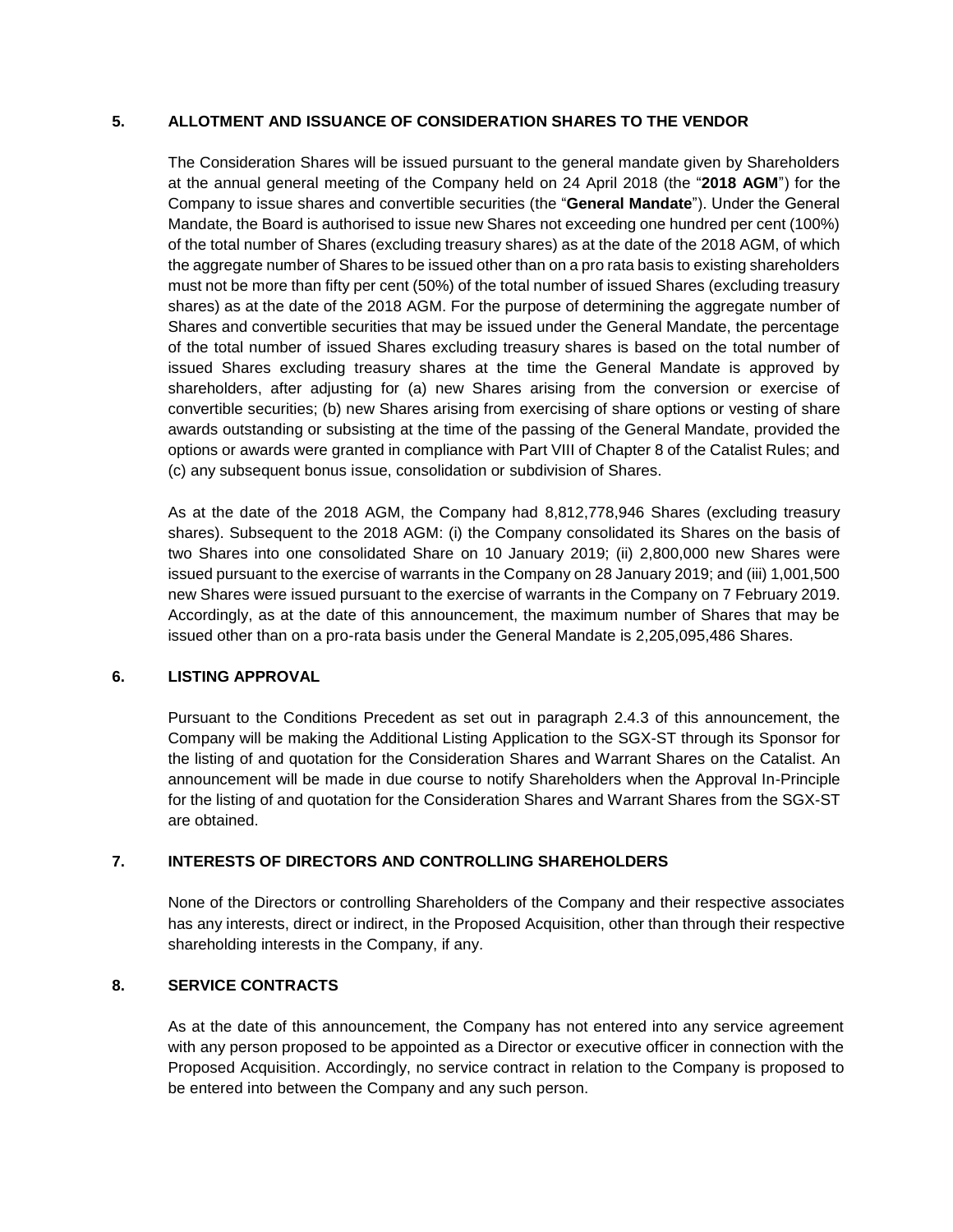## 5. ALLOTMENT AND ISSUANCE OF CONSIDERATION SHARES TO THE VENDOR

The Consideration Shares will be issued pursuant to the general mandate given by Shareholders at the annual general meeting of the Company held on 24 April 2018 (the "**2018 AGM**") for the Company to issue shares and convertible securities (the "**General Mandate**"). Under the General Mandate, the Board is authorised to issue new Shares not exceeding one hundred per cent (100%) of the total number of Shares (excluding treasury shares) as at the date of the 2018 AGM, of which the aggregate number of Shares to be issued other than on a pro rata basis to existing shareholders must not be more than fifty per cent (50%) of the total number of issued Shares (excluding treasury shares) as at the date of the 2018 AGM. For the purpose of determining the aggregate number of Shares and convertible securities that may be issued under the General Mandate, the percentage of the total number of issued Shares excluding treasury shares is based on the total number of issued Shares excluding treasury shares at the time the General Mandate is approved by shareholders, after adjusting for (a) new Shares arising from the conversion or exercise of convertible securities; (b) new Shares arising from exercising of share options or vesting of share awards outstanding or subsisting at the time of the passing of the General Mandate, provided the options or awards were granted in compliance with Part VIII of Chapter 8 of the Catalist Rules; and (c) any subsequent bonus issue, consolidation or subdivision of Shares.

As at the date of the 2018 AGM, the Company had 8,812,778,946 Shares (excluding treasury shares). Subsequent to the 2018 AGM: (i) the Company consolidated its Shares on the basis of two Shares into one consolidated Share on 10 January 2019; (ii) 2,800,000 new Shares were issued pursuant to the exercise of warrants in the Company on 28 January 2019; and (iii) 1,001,500 new Shares were issued pursuant to the exercise of warrants in the Company on 7 February 2019. Accordingly, as at the date of this announcement, the maximum number of Shares that may be issued other than on a pro-rata basis under the General Mandate is 2,205,095,486 Shares.

## 6. LISTING APPROVAL

Pursuant to the Conditions Precedent as set out in paragraph 2.4.3 of this announcement, the Company will be making the Additional Listing Application to the SGX-ST through its Sponsor for the listing of and quotation for the Consideration Shares and Warrant Shares on the Catalist. An announcement will be made in due course to notify Shareholders when the Approval In-Principle for the listing of and quotation for the Consideration Shares and Warrant Shares from the SGX-ST are obtained.

## 7. INTERESTS OF DIRECTORS AND CONTROLLING SHAREHOLDERS

None of the Directors or controlling Shareholders of the Company and their respective associates has any interests, direct or indirect, in the Proposed Acquisition, other than through their respective shareholding interests in the Company, if any.

## 8. SERVICE CONTRACTS

As at the date of this announcement, the Company has not entered into any service agreement with any person proposed to be appointed as a Director or executive officer in connection with the Proposed Acquisition. Accordingly, no service contract in relation to the Company is proposed to be entered into between the Company and any such person.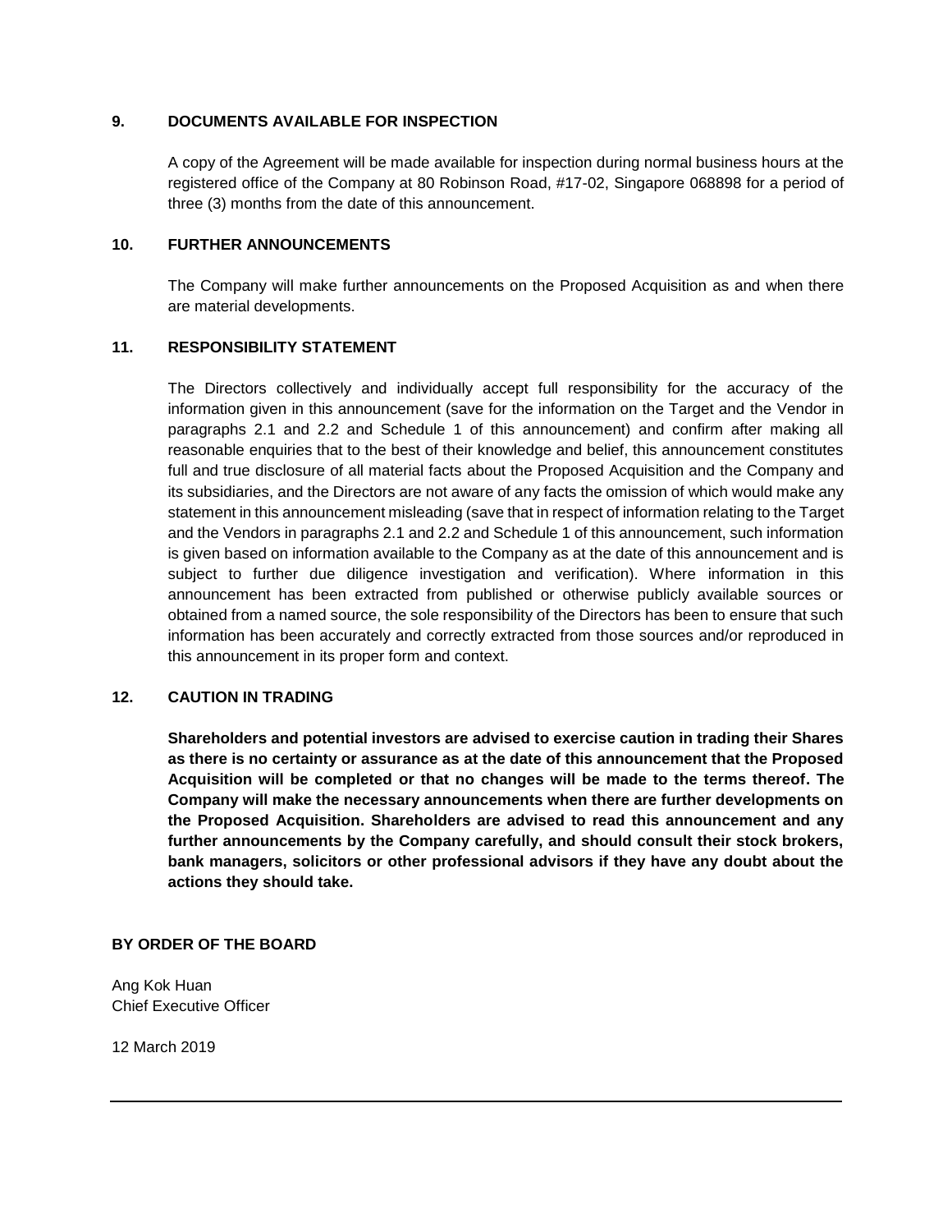## 9. DOCUMENTS AVAILABLE FOR INSPECTION

A copy of the Agreement will be made available for inspection during normal business hours at the registered office of the Company at 80 Robinson Road, #17-02, Singapore 068898 for a period of three (3) months from the date of this announcement.

## 10. FURTHER ANNOUNCEMENTS

The Company will make further announcements on the Proposed Acquisition as and when there are material developments.

## 11. RESPONSIBILITY STATEMENT

The Directors collectively and individually accept full responsibility for the accuracy of the information given in this announcement (save for the information on the Target and the Vendor in paragraphs 2.1 and 2.2 and Schedule 1 of this announcement) and confirm after making all reasonable enquiries that to the best of their knowledge and belief, this announcement constitutes full and true disclosure of all material facts about the Proposed Acquisition and the Company and its subsidiaries, and the Directors are not aware of any facts the omission of which would make any statement in this announcement misleading (save that in respect of information relating to the Target and the Vendors in paragraphs 2.1 and 2.2 and Schedule 1 of this announcement, such information is given based on information available to the Company as at the date of this announcement and is subject to further due diligence investigation and verification). Where information in this announcement has been extracted from published or otherwise publicly available sources or obtained from a named source, the sole responsibility of the Directors has been to ensure that such information has been accurately and correctly extracted from those sources and/or reproduced in this announcement in its proper form and context.

## 12. CAUTION IN TRADING

**Shareholders and potential investors are advised to exercise caution in trading their Shares as there is no certainty or assurance as at the date of this announcement that the Proposed Acquisition will be completed or that no changes will be made to the terms thereof. The Company will make the necessary announcements when there are further developments on the Proposed Acquisition. Shareholders are advised to read this announcement and any further announcements by the Company carefully, and should consult their stock brokers, bank managers, solicitors or other professional advisors if they have any doubt about the actions they should take.**

**BY ORDER OF THE BOARD**

Ang Kok Huan
Chief Executive Officer

12 March 2019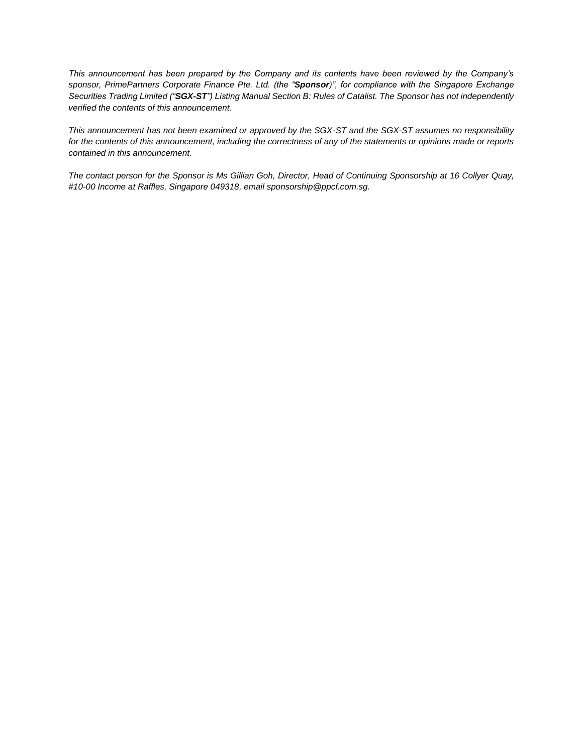*This announcement has been prepared by the Company and its contents have been reviewed by the Company's sponsor, PrimePartners Corporate Finance Pte. Ltd. (the "**Sponsor**)", for compliance with the Singapore Exchange Securities Trading Limited ("**SGX-ST**") Listing Manual Section B: Rules of Catalist. The Sponsor has not independently verified the contents of this announcement.*

*This announcement has not been examined or approved by the SGX-ST and the SGX-ST assumes no responsibility for the contents of this announcement, including the correctness of any of the statements or opinions made or reports contained in this announcement.*

*The contact person for the Sponsor is Ms Gillian Goh, Director, Head of Continuing Sponsorship at 16 Collyer Quay, #10-00 Income at Raffles, Singapore 049318, email sponsorship@ppcf.com.sg.*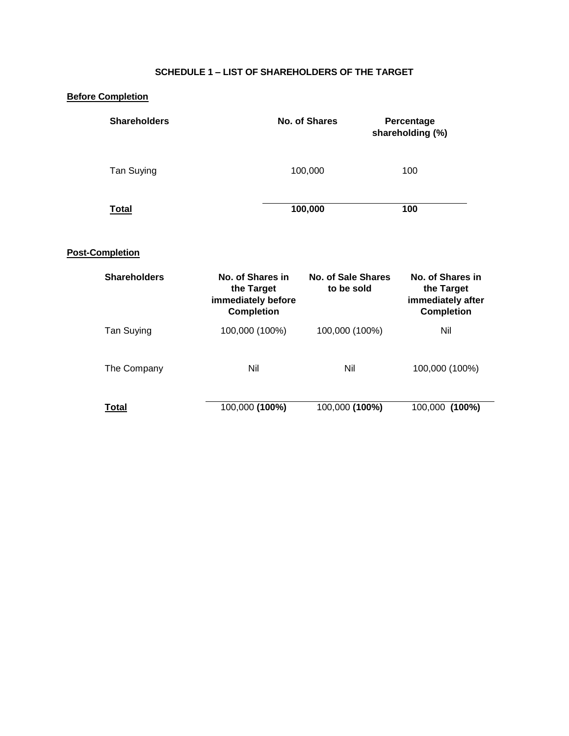# SCHEDULE 1 – LIST OF SHAREHOLDERS OF THE TARGET

**Before Completion**

| Shareholders | No. of Shares | Percentage shareholding (%) |
|---|---|---|
| Tan Suying | 100,000 | 100 |
| **Total** | **100,000** | **100** |

**Post-Completion**

| Shareholders | No. of Shares in the Target immediately before Completion | No. of Sale Shares to be sold | No. of Shares in the Target immediately after Completion |
|---|---|---|---|
| Tan Suying | 100,000 (100%) | 100,000 (100%) | Nil |
| The Company | Nil | Nil | 100,000 (100%) |
| **Total** | 100,000 **(100%)** | 100,000 **(100%)** | 100,000 **(100%)** |